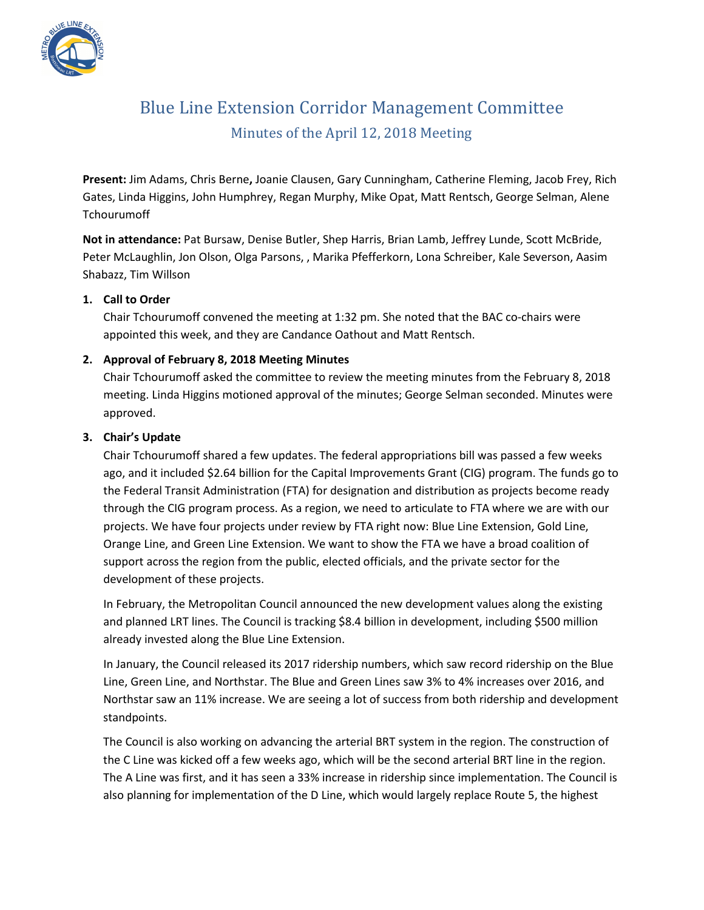# Blue Line Extension Corridor Management Committee

## Minutes of the April 12, 2018 Meeting

**Present:** Jim Adams, Chris Berne**,** Joanie Clausen, Gary Cunningham, Catherine Fleming, Jacob Frey, Rich Gates, Linda Higgins, John Humphrey, Regan Murphy, Mike Opat, Matt Rentsch, George Selman, Alene Tchourumoff

**Not in attendance:** Pat Bursaw, Denise Butler, Shep Harris, Brian Lamb, Jeffrey Lunde, Scott McBride, Peter McLaughlin, Jon Olson, Olga Parsons, , Marika Pfefferkorn, Lona Schreiber, Kale Severson, Aasim Shabazz, Tim Willson

1. **Call to Order**

   Chair Tchourumoff convened the meeting at 1:32 pm. She noted that the BAC co-chairs were appointed this week, and they are Candance Oathout and Matt Rentsch.

2. **Approval of February 8, 2018 Meeting Minutes**

   Chair Tchourumoff asked the committee to review the meeting minutes from the February 8, 2018 meeting. Linda Higgins motioned approval of the minutes; George Selman seconded. Minutes were approved.

3. **Chair's Update**

   Chair Tchourumoff shared a few updates. The federal appropriations bill was passed a few weeks ago, and it included $2.64 billion for the Capital Improvements Grant (CIG) program. The funds go to the Federal Transit Administration (FTA) for designation and distribution as projects become ready through the CIG program process. As a region, we need to articulate to FTA where we are with our projects. We have four projects under review by FTA right now: Blue Line Extension, Gold Line, Orange Line, and Green Line Extension. We want to show the FTA we have a broad coalition of support across the region from the public, elected officials, and the private sector for the development of these projects.

   In February, the Metropolitan Council announced the new development values along the existing and planned LRT lines. The Council is tracking $8.4 billion in development, including $500 million already invested along the Blue Line Extension.

   In January, the Council released its 2017 ridership numbers, which saw record ridership on the Blue Line, Green Line, and Northstar. The Blue and Green Lines saw 3% to 4% increases over 2016, and Northstar saw an 11% increase. We are seeing a lot of success from both ridership and development standpoints.

   The Council is also working on advancing the arterial BRT system in the region. The construction of the C Line was kicked off a few weeks ago, which will be the second arterial BRT line in the region. The A Line was first, and it has seen a 33% increase in ridership since implementation. The Council is also planning for implementation of the D Line, which would largely replace Route 5, the highest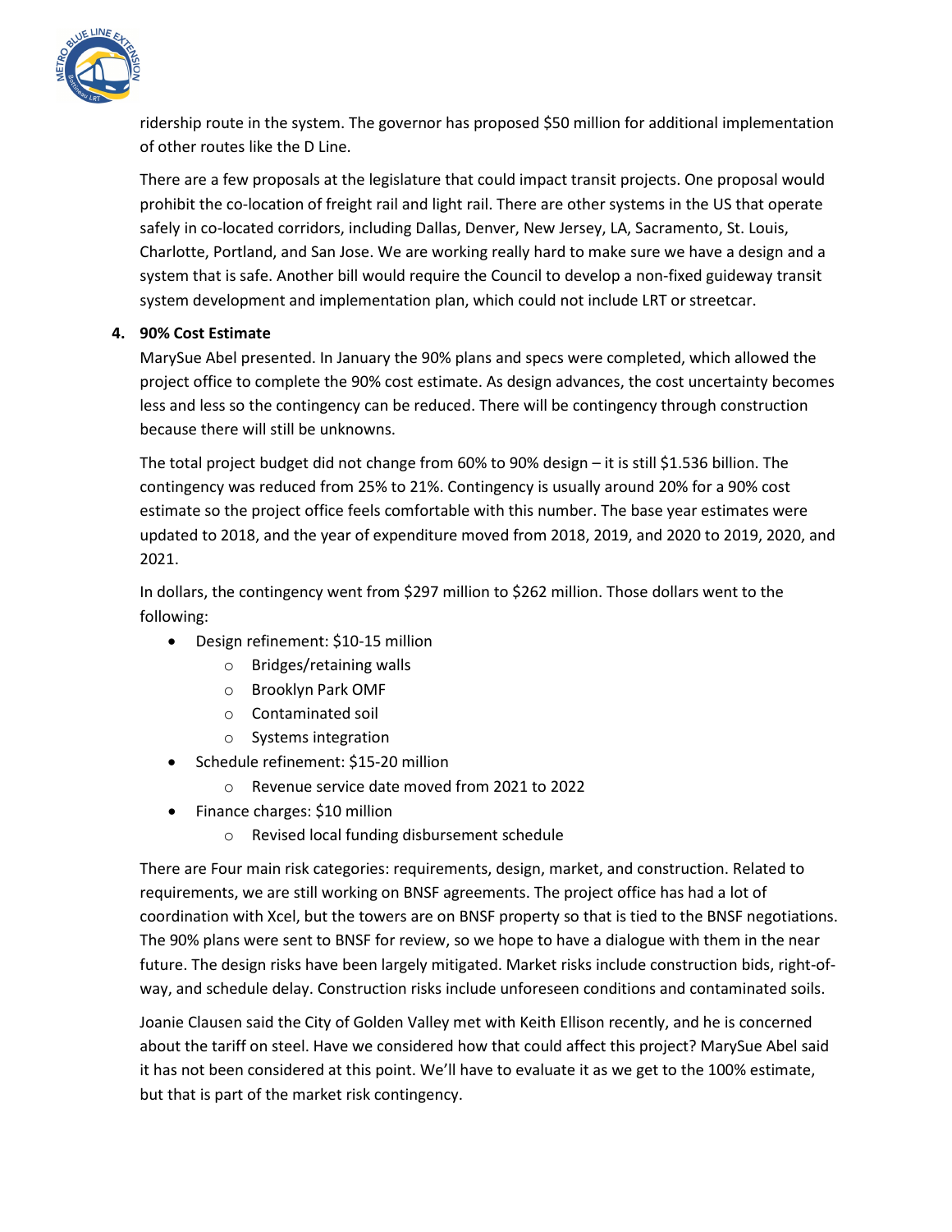ridership route in the system. The governor has proposed $50 million for additional implementation of other routes like the D Line.

There are a few proposals at the legislature that could impact transit projects. One proposal would prohibit the co-location of freight rail and light rail. There are other systems in the US that operate safely in co-located corridors, including Dallas, Denver, New Jersey, LA, Sacramento, St. Louis, Charlotte, Portland, and San Jose. We are working really hard to make sure we have a design and a system that is safe. Another bill would require the Council to develop a non-fixed guideway transit system development and implementation plan, which could not include LRT or streetcar.

4. **90% Cost Estimate**

MarySue Abel presented. In January the 90% plans and specs were completed, which allowed the project office to complete the 90% cost estimate. As design advances, the cost uncertainty becomes less and less so the contingency can be reduced. There will be contingency through construction because there will still be unknowns.

The total project budget did not change from 60% to 90% design – it is still $1.536 billion. The contingency was reduced from 25% to 21%. Contingency is usually around 20% for a 90% cost estimate so the project office feels comfortable with this number. The base year estimates were updated to 2018, and the year of expenditure moved from 2018, 2019, and 2020 to 2019, 2020, and 2021.

In dollars, the contingency went from $297 million to $262 million. Those dollars went to the following:

- Design refinement: $10-15 million
  - Bridges/retaining walls
  - Brooklyn Park OMF
  - Contaminated soil
  - Systems integration
- Schedule refinement: $15-20 million
  - Revenue service date moved from 2021 to 2022
- Finance charges: $10 million
  - Revised local funding disbursement schedule

There are Four main risk categories: requirements, design, market, and construction. Related to requirements, we are still working on BNSF agreements. The project office has had a lot of coordination with Xcel, but the towers are on BNSF property so that is tied to the BNSF negotiations. The 90% plans were sent to BNSF for review, so we hope to have a dialogue with them in the near future. The design risks have been largely mitigated. Market risks include construction bids, right-of-way, and schedule delay. Construction risks include unforeseen conditions and contaminated soils.

Joanie Clausen said the City of Golden Valley met with Keith Ellison recently, and he is concerned about the tariff on steel. Have we considered how that could affect this project? MarySue Abel said it has not been considered at this point. We'll have to evaluate it as we get to the 100% estimate, but that is part of the market risk contingency.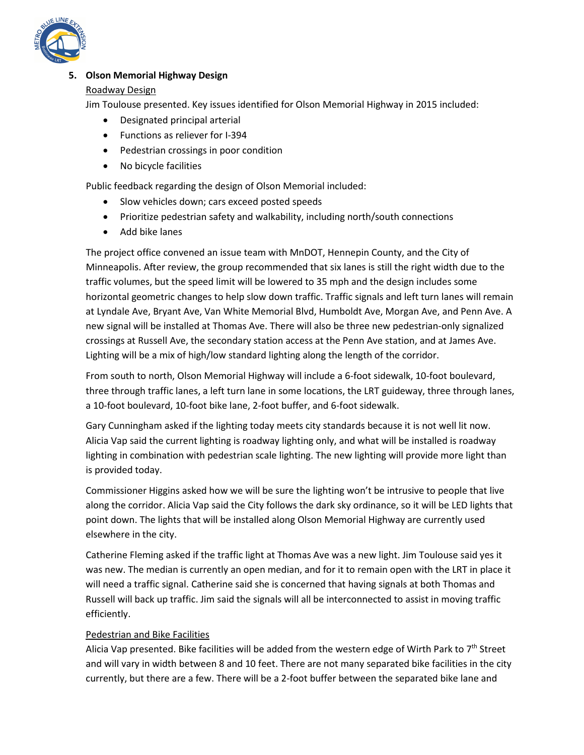5. **Olson Memorial Highway Design**

Roadway Design

Jim Toulouse presented. Key issues identified for Olson Memorial Highway in 2015 included:

- Designated principal arterial
- Functions as reliever for I-394
- Pedestrian crossings in poor condition
- No bicycle facilities

Public feedback regarding the design of Olson Memorial included:

- Slow vehicles down; cars exceed posted speeds
- Prioritize pedestrian safety and walkability, including north/south connections
- Add bike lanes

The project office convened an issue team with MnDOT, Hennepin County, and the City of Minneapolis. After review, the group recommended that six lanes is still the right width due to the traffic volumes, but the speed limit will be lowered to 35 mph and the design includes some horizontal geometric changes to help slow down traffic. Traffic signals and left turn lanes will remain at Lyndale Ave, Bryant Ave, Van White Memorial Blvd, Humboldt Ave, Morgan Ave, and Penn Ave. A new signal will be installed at Thomas Ave. There will also be three new pedestrian-only signalized crossings at Russell Ave, the secondary station access at the Penn Ave station, and at James Ave. Lighting will be a mix of high/low standard lighting along the length of the corridor.

From south to north, Olson Memorial Highway will include a 6-foot sidewalk, 10-foot boulevard, three through traffic lanes, a left turn lane in some locations, the LRT guideway, three through lanes, a 10-foot boulevard, 10-foot bike lane, 2-foot buffer, and 6-foot sidewalk.

Gary Cunningham asked if the lighting today meets city standards because it is not well lit now. Alicia Vap said the current lighting is roadway lighting only, and what will be installed is roadway lighting in combination with pedestrian scale lighting. The new lighting will provide more light than is provided today.

Commissioner Higgins asked how we will be sure the lighting won't be intrusive to people that live along the corridor. Alicia Vap said the City follows the dark sky ordinance, so it will be LED lights that point down. The lights that will be installed along Olson Memorial Highway are currently used elsewhere in the city.

Catherine Fleming asked if the traffic light at Thomas Ave was a new light. Jim Toulouse said yes it was new. The median is currently an open median, and for it to remain open with the LRT in place it will need a traffic signal. Catherine said she is concerned that having signals at both Thomas and Russell will back up traffic. Jim said the signals will all be interconnected to assist in moving traffic efficiently.

Pedestrian and Bike Facilities

Alicia Vap presented. Bike facilities will be added from the western edge of Wirth Park to 7th Street and will vary in width between 8 and 10 feet. There are not many separated bike facilities in the city currently, but there are a few. There will be a 2-foot buffer between the separated bike lane and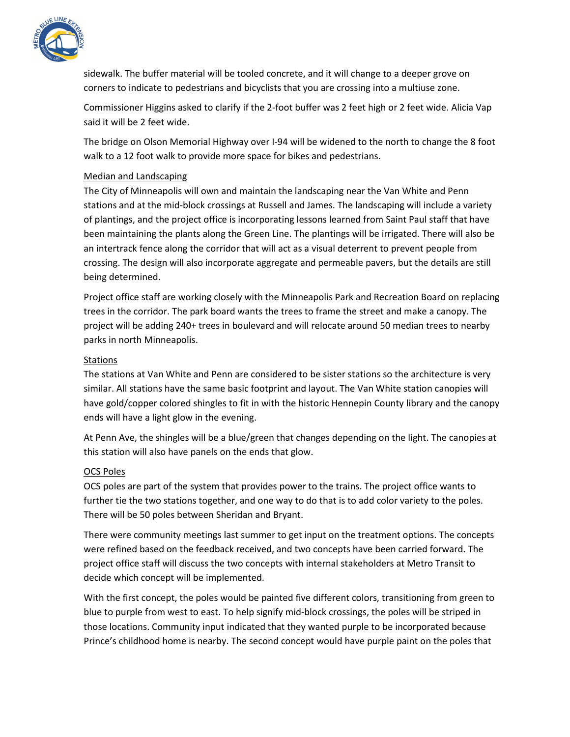sidewalk. The buffer material will be tooled concrete, and it will change to a deeper grove on corners to indicate to pedestrians and bicyclists that you are crossing into a multiuse zone.

Commissioner Higgins asked to clarify if the 2-foot buffer was 2 feet high or 2 feet wide. Alicia Vap said it will be 2 feet wide.

The bridge on Olson Memorial Highway over I-94 will be widened to the north to change the 8 foot walk to a 12 foot walk to provide more space for bikes and pedestrians.

<u>Median and Landscaping</u>

The City of Minneapolis will own and maintain the landscaping near the Van White and Penn stations and at the mid-block crossings at Russell and James. The landscaping will include a variety of plantings, and the project office is incorporating lessons learned from Saint Paul staff that have been maintaining the plants along the Green Line. The plantings will be irrigated. There will also be an intertrack fence along the corridor that will act as a visual deterrent to prevent people from crossing. The design will also incorporate aggregate and permeable pavers, but the details are still being determined.

Project office staff are working closely with the Minneapolis Park and Recreation Board on replacing trees in the corridor. The park board wants the trees to frame the street and make a canopy. The project will be adding 240+ trees in boulevard and will relocate around 50 median trees to nearby parks in north Minneapolis.

<u>Stations</u>

The stations at Van White and Penn are considered to be sister stations so the architecture is very similar. All stations have the same basic footprint and layout. The Van White station canopies will have gold/copper colored shingles to fit in with the historic Hennepin County library and the canopy ends will have a light glow in the evening.

At Penn Ave, the shingles will be a blue/green that changes depending on the light. The canopies at this station will also have panels on the ends that glow.

<u>OCS Poles</u>

OCS poles are part of the system that provides power to the trains. The project office wants to further tie the two stations together, and one way to do that is to add color variety to the poles. There will be 50 poles between Sheridan and Bryant.

There were community meetings last summer to get input on the treatment options. The concepts were refined based on the feedback received, and two concepts have been carried forward. The project office staff will discuss the two concepts with internal stakeholders at Metro Transit to decide which concept will be implemented.

With the first concept, the poles would be painted five different colors, transitioning from green to blue to purple from west to east. To help signify mid-block crossings, the poles will be striped in those locations. Community input indicated that they wanted purple to be incorporated because Prince's childhood home is nearby. The second concept would have purple paint on the poles that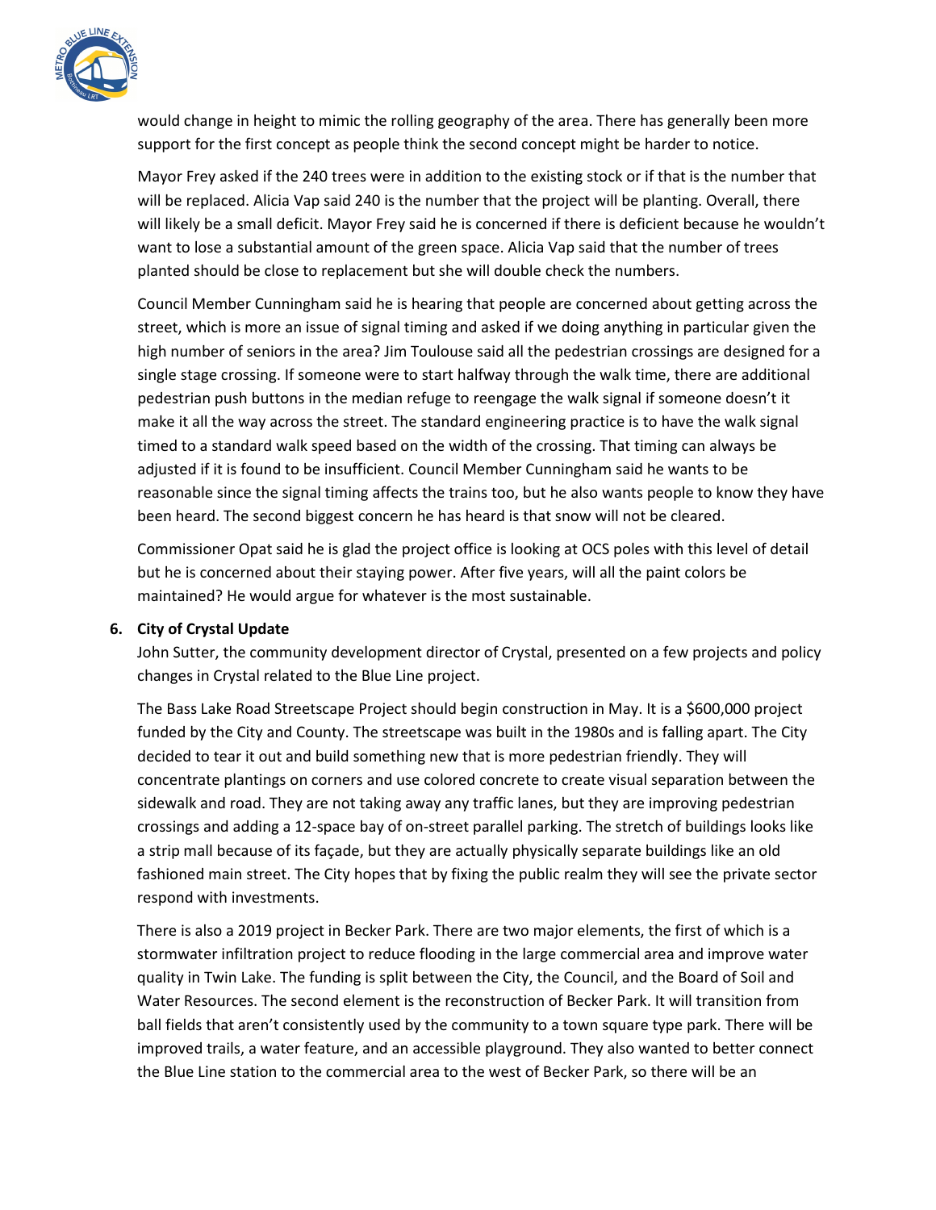would change in height to mimic the rolling geography of the area. There has generally been more support for the first concept as people think the second concept might be harder to notice.

Mayor Frey asked if the 240 trees were in addition to the existing stock or if that is the number that will be replaced. Alicia Vap said 240 is the number that the project will be planting. Overall, there will likely be a small deficit. Mayor Frey said he is concerned if there is deficient because he wouldn't want to lose a substantial amount of the green space. Alicia Vap said that the number of trees planted should be close to replacement but she will double check the numbers.

Council Member Cunningham said he is hearing that people are concerned about getting across the street, which is more an issue of signal timing and asked if we doing anything in particular given the high number of seniors in the area? Jim Toulouse said all the pedestrian crossings are designed for a single stage crossing. If someone were to start halfway through the walk time, there are additional pedestrian push buttons in the median refuge to reengage the walk signal if someone doesn't it make it all the way across the street. The standard engineering practice is to have the walk signal timed to a standard walk speed based on the width of the crossing. That timing can always be adjusted if it is found to be insufficient. Council Member Cunningham said he wants to be reasonable since the signal timing affects the trains too, but he also wants people to know they have been heard. The second biggest concern he has heard is that snow will not be cleared.

Commissioner Opat said he is glad the project office is looking at OCS poles with this level of detail but he is concerned about their staying power. After five years, will all the paint colors be maintained? He would argue for whatever is the most sustainable.

6. **City of Crystal Update**

John Sutter, the community development director of Crystal, presented on a few projects and policy changes in Crystal related to the Blue Line project.

The Bass Lake Road Streetscape Project should begin construction in May. It is a $600,000 project funded by the City and County. The streetscape was built in the 1980s and is falling apart. The City decided to tear it out and build something new that is more pedestrian friendly. They will concentrate plantings on corners and use colored concrete to create visual separation between the sidewalk and road. They are not taking away any traffic lanes, but they are improving pedestrian crossings and adding a 12-space bay of on-street parallel parking. The stretch of buildings looks like a strip mall because of its façade, but they are actually physically separate buildings like an old fashioned main street. The City hopes that by fixing the public realm they will see the private sector respond with investments.

There is also a 2019 project in Becker Park. There are two major elements, the first of which is a stormwater infiltration project to reduce flooding in the large commercial area and improve water quality in Twin Lake. The funding is split between the City, the Council, and the Board of Soil and Water Resources. The second element is the reconstruction of Becker Park. It will transition from ball fields that aren't consistently used by the community to a town square type park. There will be improved trails, a water feature, and an accessible playground. They also wanted to better connect the Blue Line station to the commercial area to the west of Becker Park, so there will be an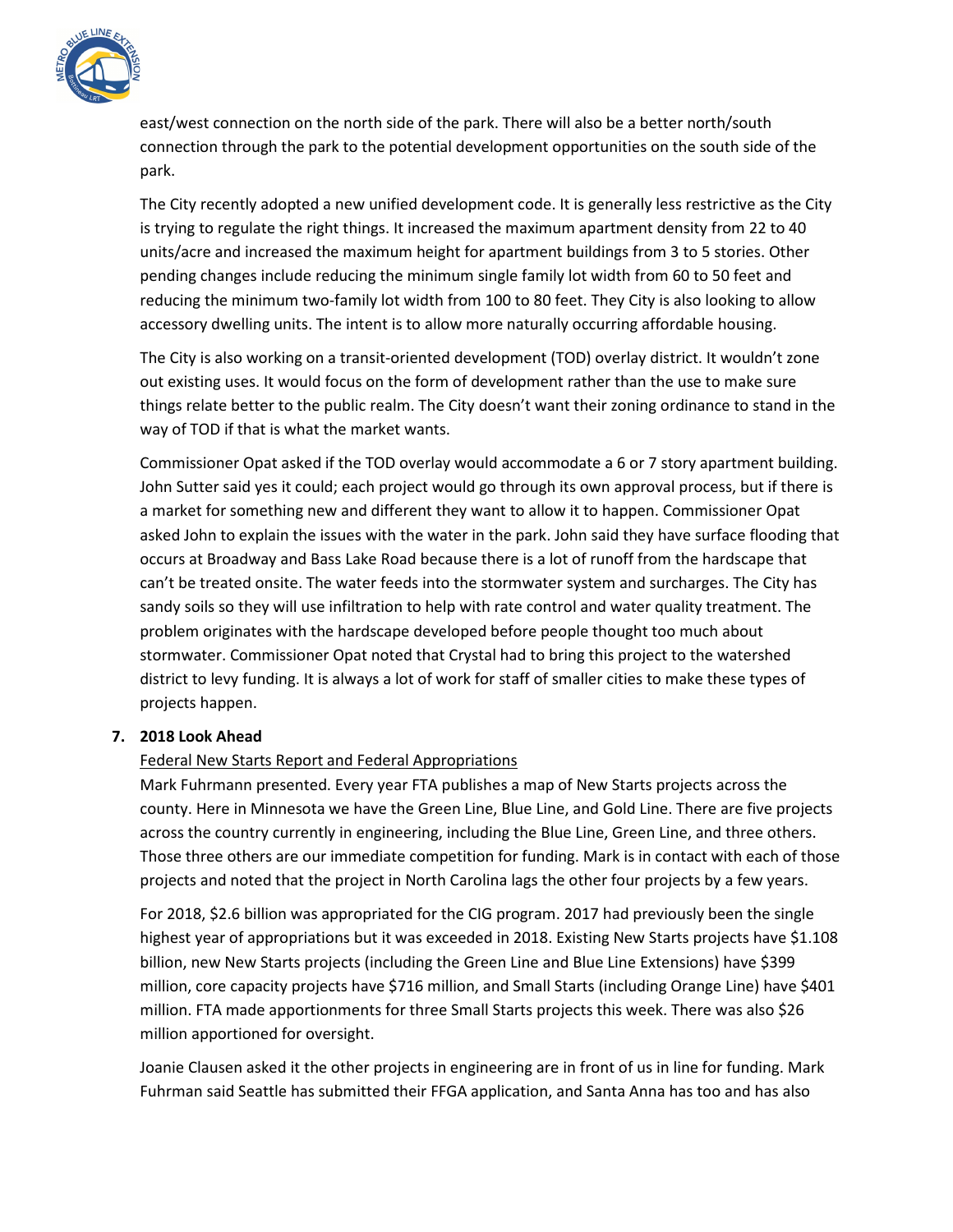east/west connection on the north side of the park. There will also be a better north/south connection through the park to the potential development opportunities on the south side of the park.

The City recently adopted a new unified development code. It is generally less restrictive as the City is trying to regulate the right things. It increased the maximum apartment density from 22 to 40 units/acre and increased the maximum height for apartment buildings from 3 to 5 stories. Other pending changes include reducing the minimum single family lot width from 60 to 50 feet and reducing the minimum two-family lot width from 100 to 80 feet. They City is also looking to allow accessory dwelling units. The intent is to allow more naturally occurring affordable housing.

The City is also working on a transit-oriented development (TOD) overlay district. It wouldn't zone out existing uses. It would focus on the form of development rather than the use to make sure things relate better to the public realm. The City doesn't want their zoning ordinance to stand in the way of TOD if that is what the market wants.

Commissioner Opat asked if the TOD overlay would accommodate a 6 or 7 story apartment building. John Sutter said yes it could; each project would go through its own approval process, but if there is a market for something new and different they want to allow it to happen. Commissioner Opat asked John to explain the issues with the water in the park. John said they have surface flooding that occurs at Broadway and Bass Lake Road because there is a lot of runoff from the hardscape that can't be treated onsite. The water feeds into the stormwater system and surcharges. The City has sandy soils so they will use infiltration to help with rate control and water quality treatment. The problem originates with the hardscape developed before people thought too much about stormwater. Commissioner Opat noted that Crystal had to bring this project to the watershed district to levy funding. It is always a lot of work for staff of smaller cities to make these types of projects happen.

**7. 2018 Look Ahead**

Federal New Starts Report and Federal Appropriations

Mark Fuhrmann presented. Every year FTA publishes a map of New Starts projects across the county. Here in Minnesota we have the Green Line, Blue Line, and Gold Line. There are five projects across the country currently in engineering, including the Blue Line, Green Line, and three others. Those three others are our immediate competition for funding. Mark is in contact with each of those projects and noted that the project in North Carolina lags the other four projects by a few years.

For 2018, $2.6 billion was appropriated for the CIG program. 2017 had previously been the single highest year of appropriations but it was exceeded in 2018. Existing New Starts projects have $1.108 billion, new New Starts projects (including the Green Line and Blue Line Extensions) have $399 million, core capacity projects have $716 million, and Small Starts (including Orange Line) have $401 million. FTA made apportionments for three Small Starts projects this week. There was also $26 million apportioned for oversight.

Joanie Clausen asked it the other projects in engineering are in front of us in line for funding. Mark Fuhrman said Seattle has submitted their FFGA application, and Santa Anna has too and has also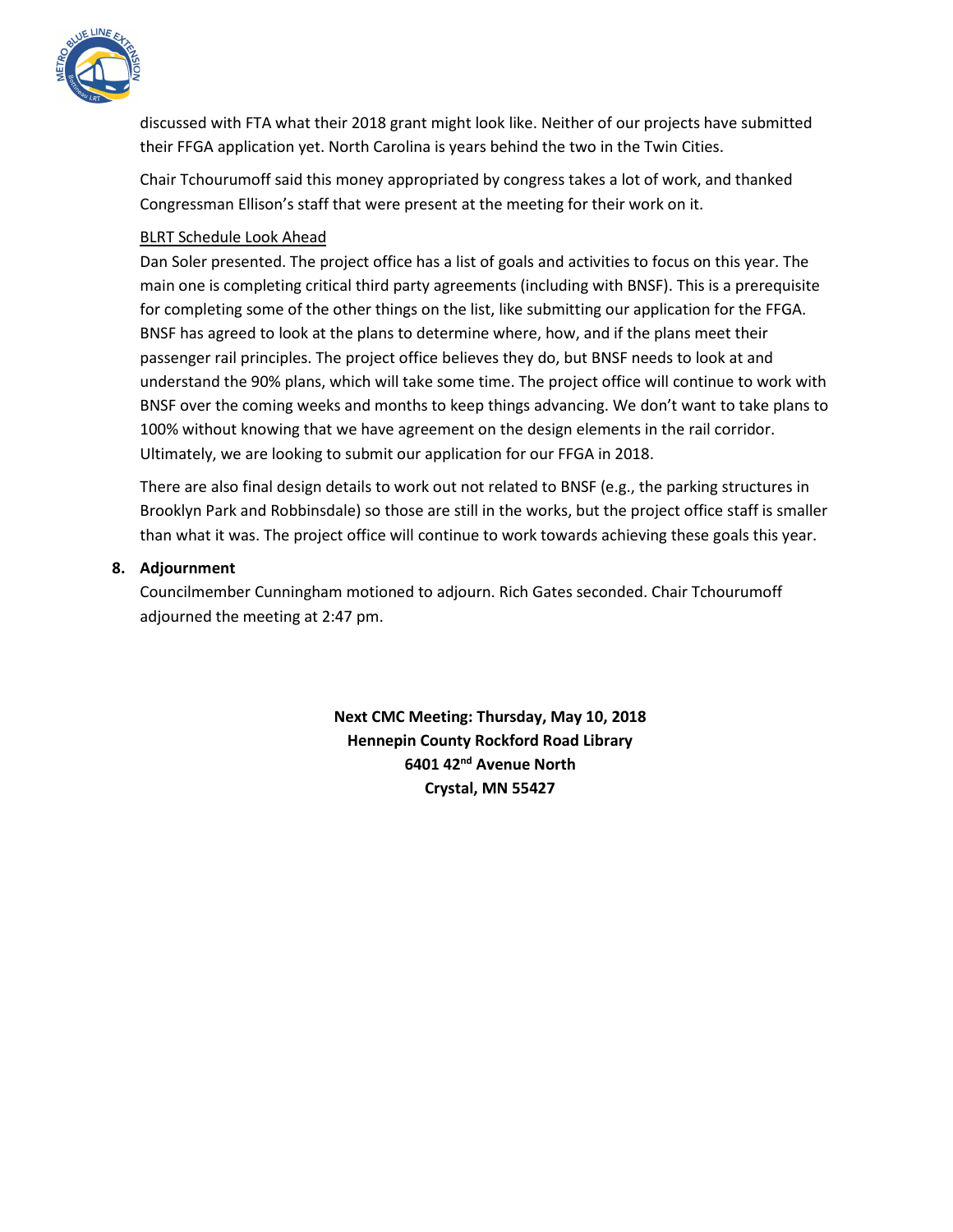discussed with FTA what their 2018 grant might look like. Neither of our projects have submitted their FFGA application yet. North Carolina is years behind the two in the Twin Cities.

Chair Tchourumoff said this money appropriated by congress takes a lot of work, and thanked Congressman Ellison's staff that were present at the meeting for their work on it.

<u>BLRT Schedule Look Ahead</u>

Dan Soler presented. The project office has a list of goals and activities to focus on this year. The main one is completing critical third party agreements (including with BNSF). This is a prerequisite for completing some of the other things on the list, like submitting our application for the FFGA. BNSF has agreed to look at the plans to determine where, how, and if the plans meet their passenger rail principles. The project office believes they do, but BNSF needs to look at and understand the 90% plans, which will take some time. The project office will continue to work with BNSF over the coming weeks and months to keep things advancing. We don't want to take plans to 100% without knowing that we have agreement on the design elements in the rail corridor. Ultimately, we are looking to submit our application for our FFGA in 2018.

There are also final design details to work out not related to BNSF (e.g., the parking structures in Brooklyn Park and Robbinsdale) so those are still in the works, but the project office staff is smaller than what it was. The project office will continue to work towards achieving these goals this year.

**8. Adjournment**

Councilmember Cunningham motioned to adjourn. Rich Gates seconded. Chair Tchourumoff adjourned the meeting at 2:47 pm.

**Next CMC Meeting: Thursday, May 10, 2018**
**Hennepin County Rockford Road Library**
**6401 42nd Avenue North**
**Crystal, MN 55427**